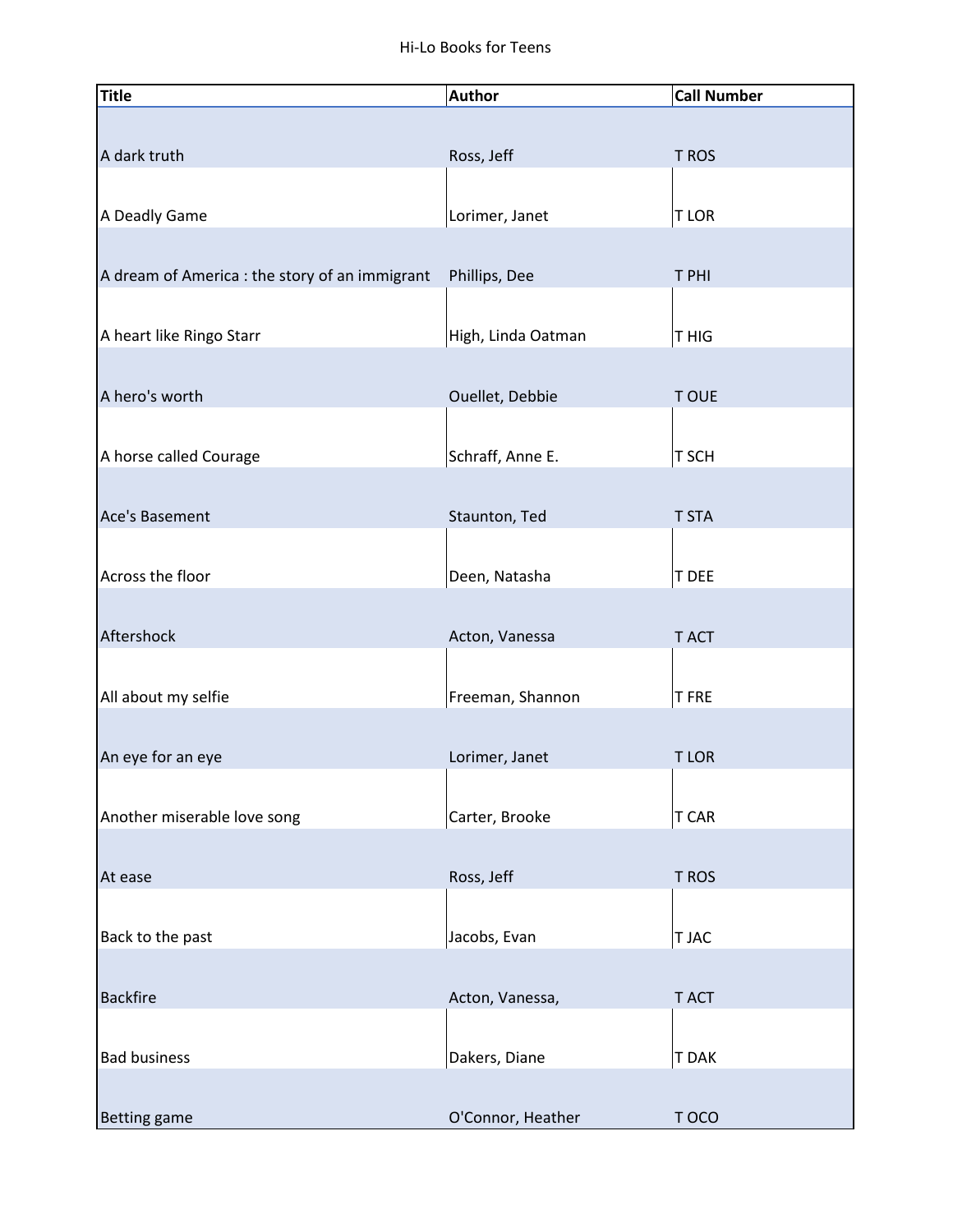# Hi-Lo Books for Teens

| Title | Author | Call Number |
| --- | --- | --- |
| A dark truth | Ross, Jeff | T ROS |
| A Deadly Game | Lorimer, Janet | T LOR |
| A dream of America : the story of an immigrant | Phillips, Dee | T PHI |
| A heart like Ringo Starr | High, Linda Oatman | T HIG |
| A hero's worth | Ouellet, Debbie | T OUE |
| A horse called Courage | Schraff, Anne E. | T SCH |
| Ace's Basement | Staunton, Ted | T STA |
| Across the floor | Deen, Natasha | T DEE |
| Aftershock | Acton, Vanessa | T ACT |
| All about my selfie | Freeman, Shannon | T FRE |
| An eye for an eye | Lorimer, Janet | T LOR |
| Another miserable love song | Carter, Brooke | T CAR |
| At ease | Ross, Jeff | T ROS |
| Back to the past | Jacobs, Evan | T JAC |
| Backfire | Acton, Vanessa, | T ACT |
| Bad business | Dakers, Diane | T DAK |
| Betting game | O'Connor, Heather | T OCO |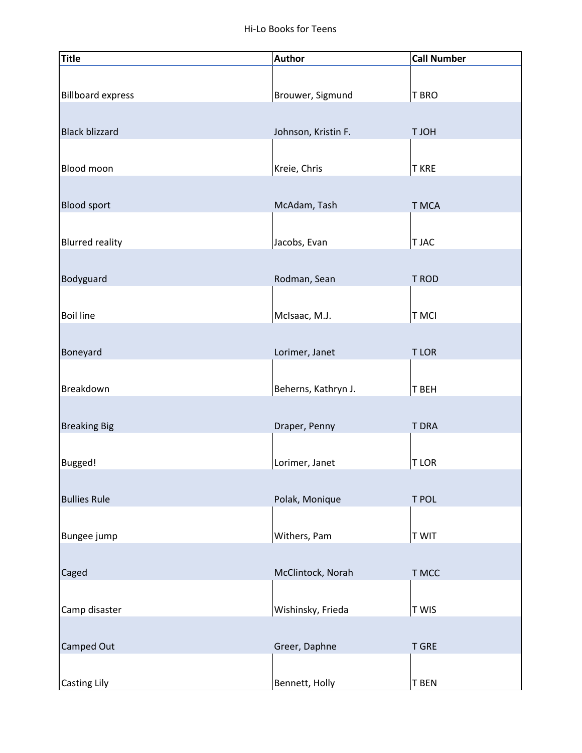| Title | Author | Call Number |
|---|---|---|
| Billboard express | Brouwer, Sigmund | T BRO |
| Black blizzard | Johnson, Kristin F. | T JOH |
| Blood moon | Kreie, Chris | T KRE |
| Blood sport | McAdam, Tash | T MCA |
| Blurred reality | Jacobs, Evan | T JAC |
| Bodyguard | Rodman, Sean | T ROD |
| Boil line | McIsaac, M.J. | T MCI |
| Boneyard | Lorimer, Janet | T LOR |
| Breakdown | Beherns, Kathryn J. | T BEH |
| Breaking Big | Draper, Penny | T DRA |
| Bugged! | Lorimer, Janet | T LOR |
| Bullies Rule | Polak, Monique | T POL |
| Bungee jump | Withers, Pam | T WIT |
| Caged | McClintock, Norah | T MCC |
| Camp disaster | Wishinsky, Frieda | T WIS |
| Camped Out | Greer, Daphne | T GRE |
| Casting Lily | Bennett, Holly | T BEN |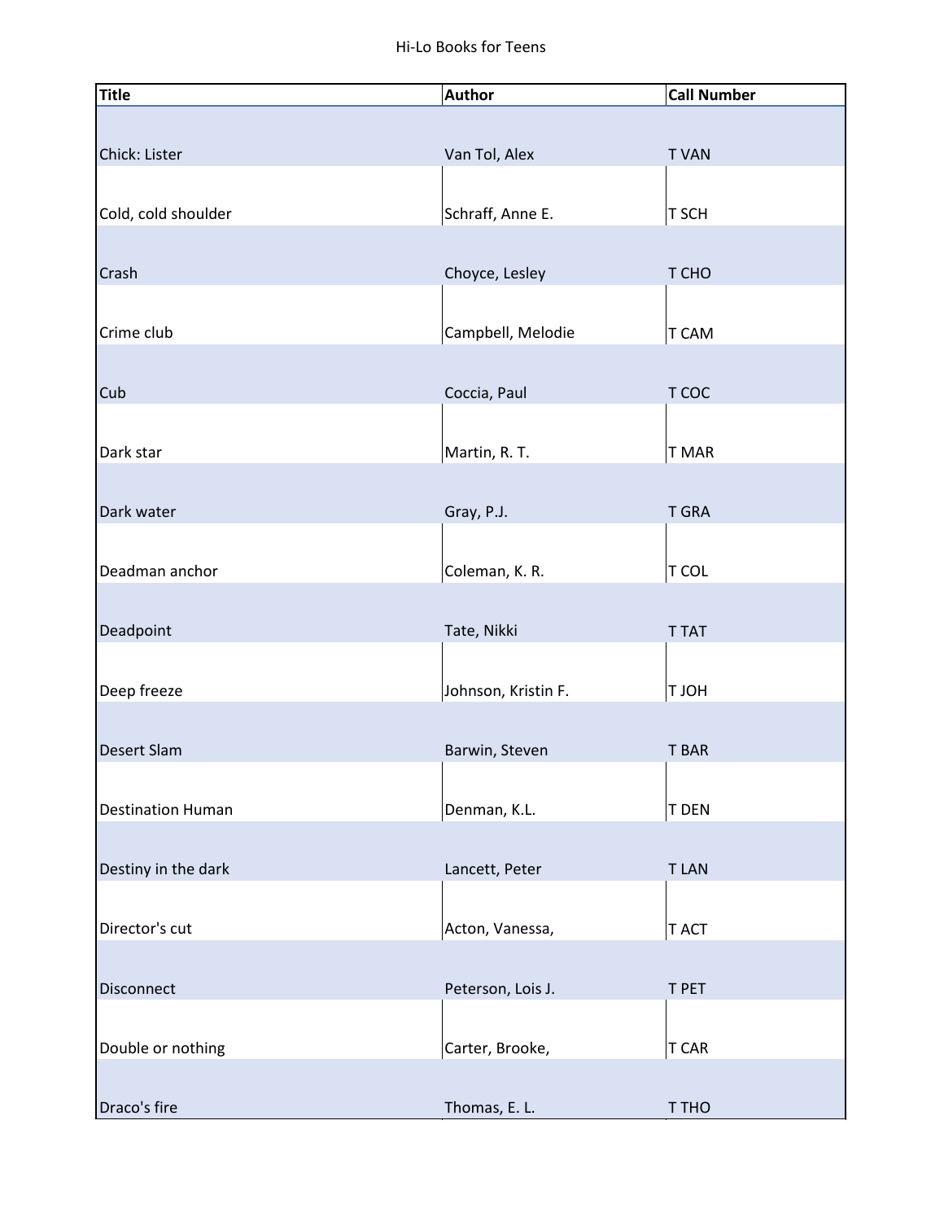| Title | Author | Call Number |
| --- | --- | --- |
| Chick: Lister | Van Tol, Alex | T VAN |
| Cold, cold shoulder | Schraff, Anne E. | T SCH |
| Crash | Choyce, Lesley | T CHO |
| Crime club | Campbell, Melodie | T CAM |
| Cub | Coccia, Paul | T COC |
| Dark star | Martin, R. T. | T MAR |
| Dark water | Gray, P.J. | T GRA |
| Deadman anchor | Coleman, K. R. | T COL |
| Deadpoint | Tate, Nikki | T TAT |
| Deep freeze | Johnson, Kristin F. | T JOH |
| Desert Slam | Barwin, Steven | T BAR |
| Destination Human | Denman, K.L. | T DEN |
| Destiny in the dark | Lancett, Peter | T LAN |
| Director's cut | Acton, Vanessa, | T ACT |
| Disconnect | Peterson, Lois J. | T PET |
| Double or nothing | Carter, Brooke, | T CAR |
| Draco's fire | Thomas, E. L. | T THO |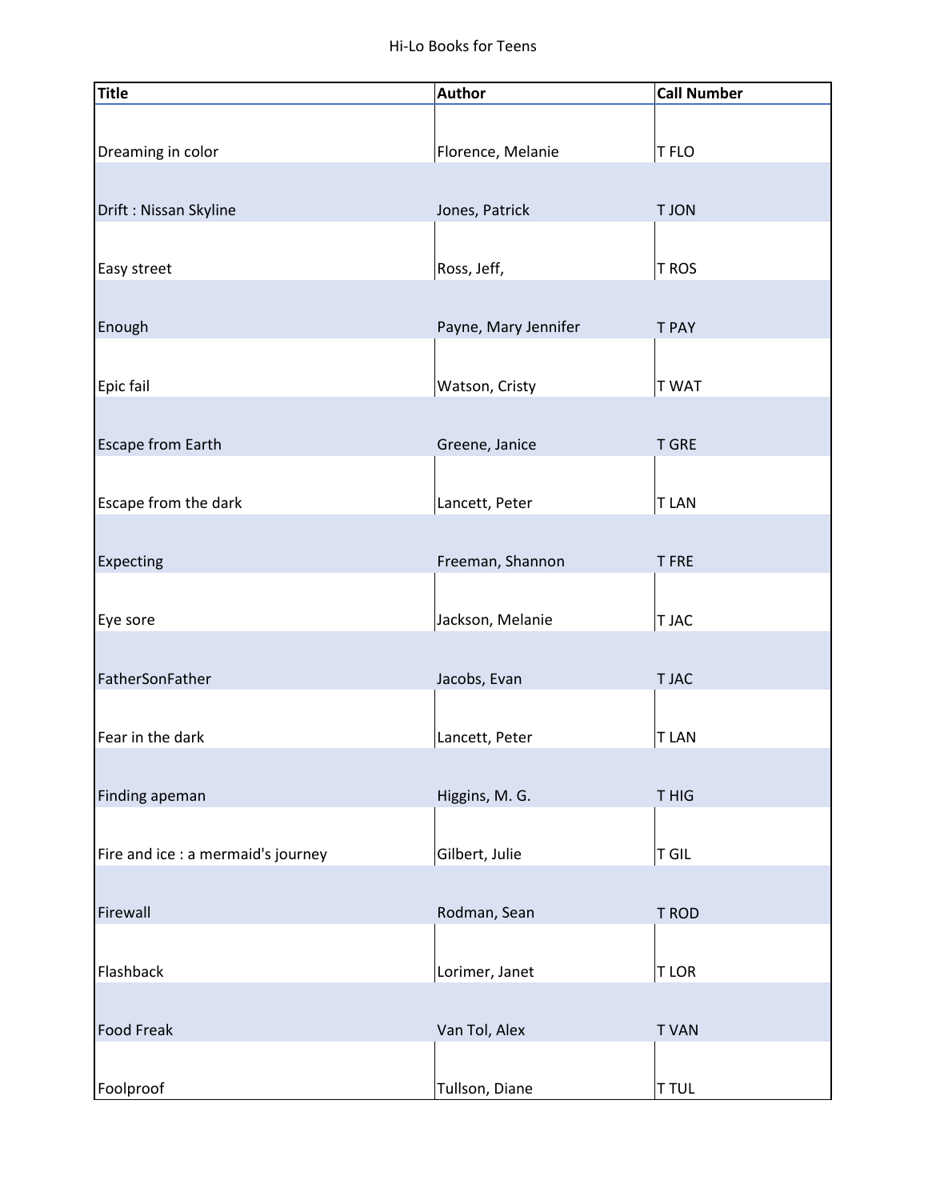| Title | Author | Call Number |
|---|---|---|
| Dreaming in color | Florence, Melanie | T FLO |
| Drift : Nissan Skyline | Jones, Patrick | T JON |
| Easy street | Ross, Jeff, | T ROS |
| Enough | Payne, Mary Jennifer | T PAY |
| Epic fail | Watson, Cristy | T WAT |
| Escape from Earth | Greene, Janice | T GRE |
| Escape from the dark | Lancett, Peter | T LAN |
| Expecting | Freeman, Shannon | T FRE |
| Eye sore | Jackson, Melanie | T JAC |
| FatherSonFather | Jacobs, Evan | T JAC |
| Fear in the dark | Lancett, Peter | T LAN |
| Finding apeman | Higgins, M. G. | T HIG |
| Fire and ice : a mermaid's journey | Gilbert, Julie | T GIL |
| Firewall | Rodman, Sean | T ROD |
| Flashback | Lorimer, Janet | T LOR |
| Food Freak | Van Tol, Alex | T VAN |
| Foolproof | Tullson, Diane | T TUL |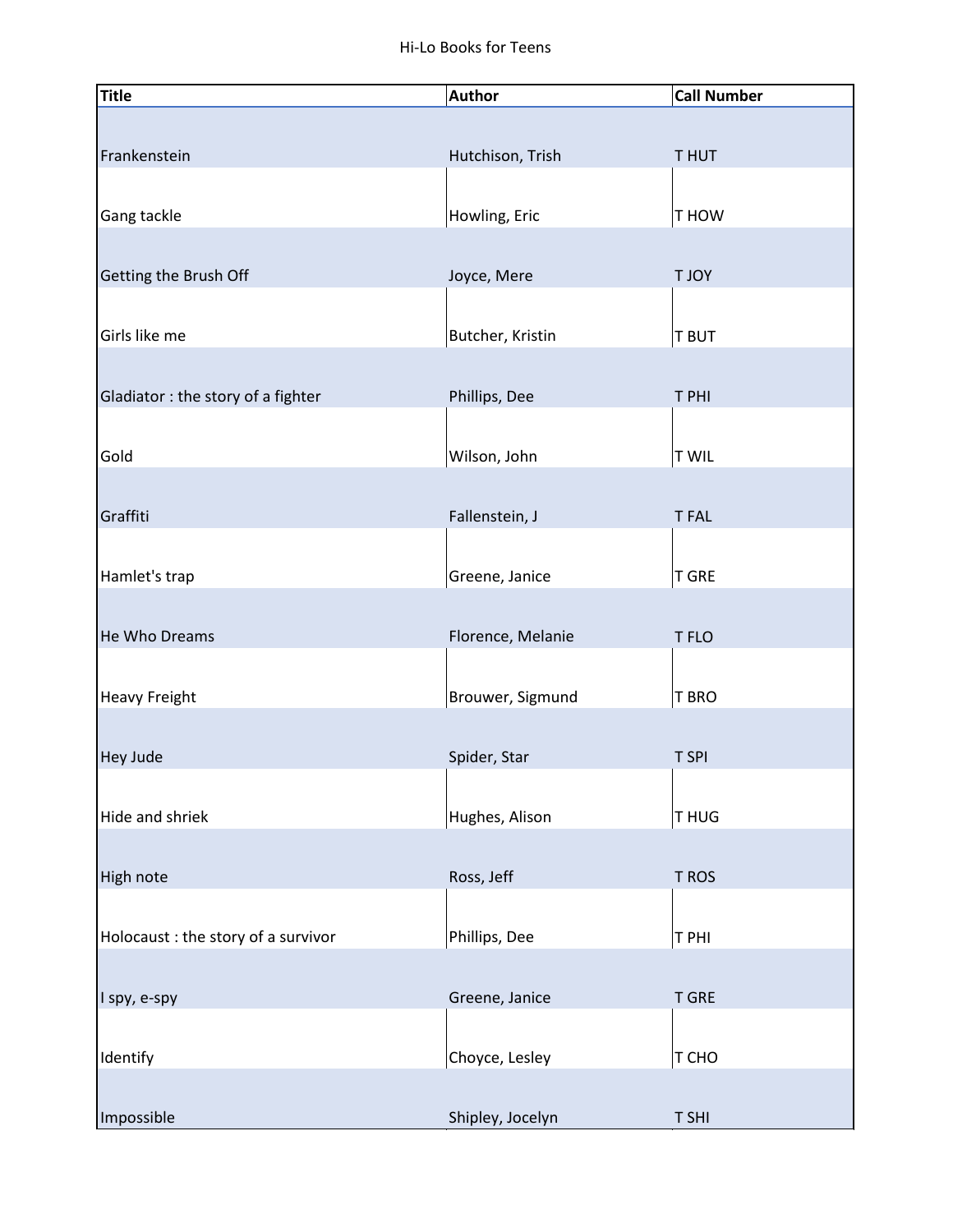| Title | Author | Call Number |
| --- | --- | --- |
| Frankenstein | Hutchison, Trish | T HUT |
| Gang tackle | Howling, Eric | T HOW |
| Getting the Brush Off | Joyce, Mere | T JOY |
| Girls like me | Butcher, Kristin | T BUT |
| Gladiator : the story of a fighter | Phillips, Dee | T PHI |
| Gold | Wilson, John | T WIL |
| Graffiti | Fallenstein, J | T FAL |
| Hamlet's trap | Greene, Janice | T GRE |
| He Who Dreams | Florence, Melanie | T FLO |
| Heavy Freight | Brouwer, Sigmund | T BRO |
| Hey Jude | Spider, Star | T SPI |
| Hide and shriek | Hughes, Alison | T HUG |
| High note | Ross, Jeff | T ROS |
| Holocaust : the story of a survivor | Phillips, Dee | T PHI |
| I spy, e-spy | Greene, Janice | T GRE |
| Identify | Choyce, Lesley | T CHO |
| Impossible | Shipley, Jocelyn | T SHI |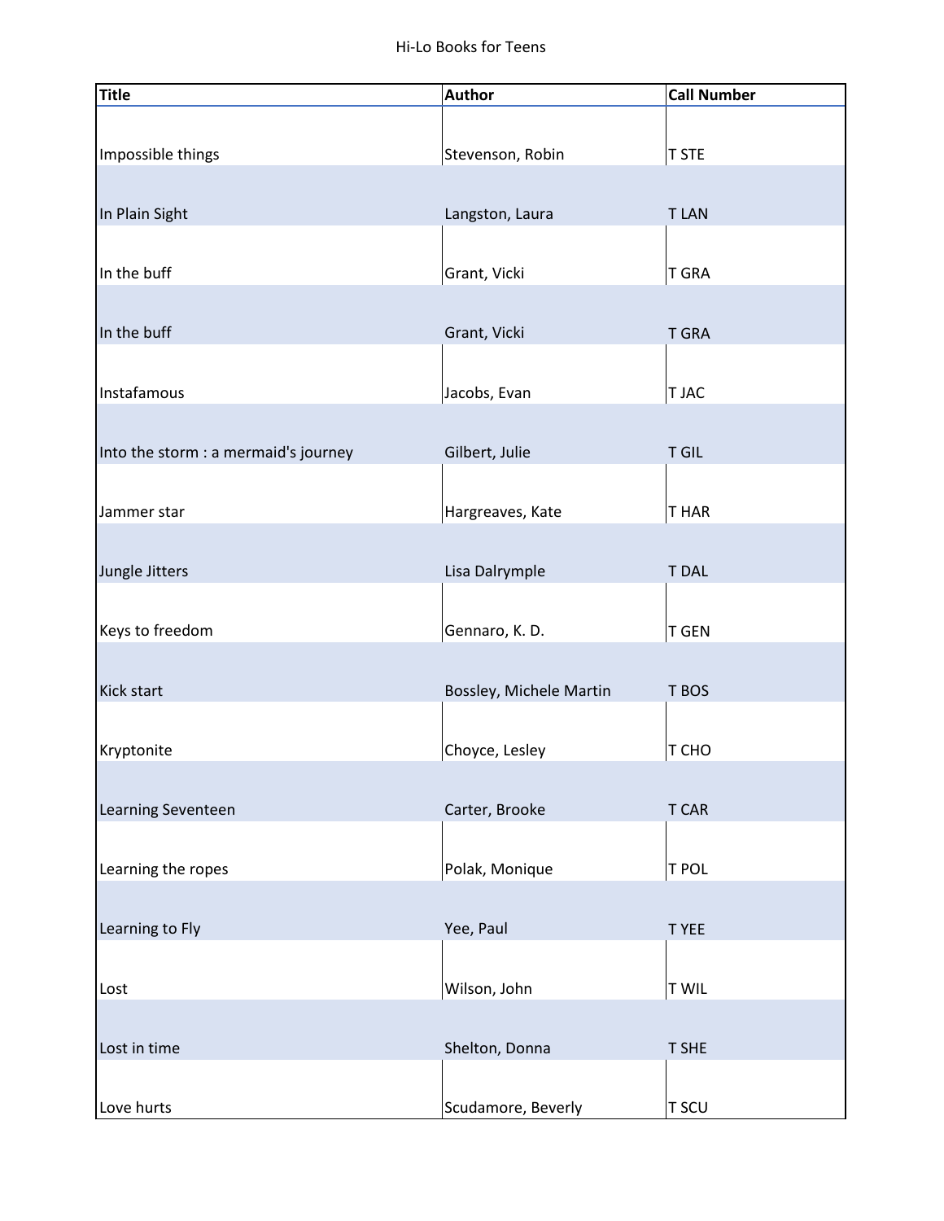Hi-Lo Books for Teens

| Title | Author | Call Number |
|---|---|---|
| Impossible things | Stevenson, Robin | T STE |
| In Plain Sight | Langston, Laura | T LAN |
| In the buff | Grant, Vicki | T GRA |
| In the buff | Grant, Vicki | T GRA |
| Instafamous | Jacobs, Evan | T JAC |
| Into the storm : a mermaid's journey | Gilbert, Julie | T GIL |
| Jammer star | Hargreaves, Kate | T HAR |
| Jungle Jitters | Lisa Dalrymple | T DAL |
| Keys to freedom | Gennaro, K. D. | T GEN |
| Kick start | Bossley, Michele Martin | T BOS |
| Kryptonite | Choyce, Lesley | T CHO |
| Learning Seventeen | Carter, Brooke | T CAR |
| Learning the ropes | Polak, Monique | T POL |
| Learning to Fly | Yee, Paul | T YEE |
| Lost | Wilson, John | T WIL |
| Lost in time | Shelton, Donna | T SHE |
| Love hurts | Scudamore, Beverly | T SCU |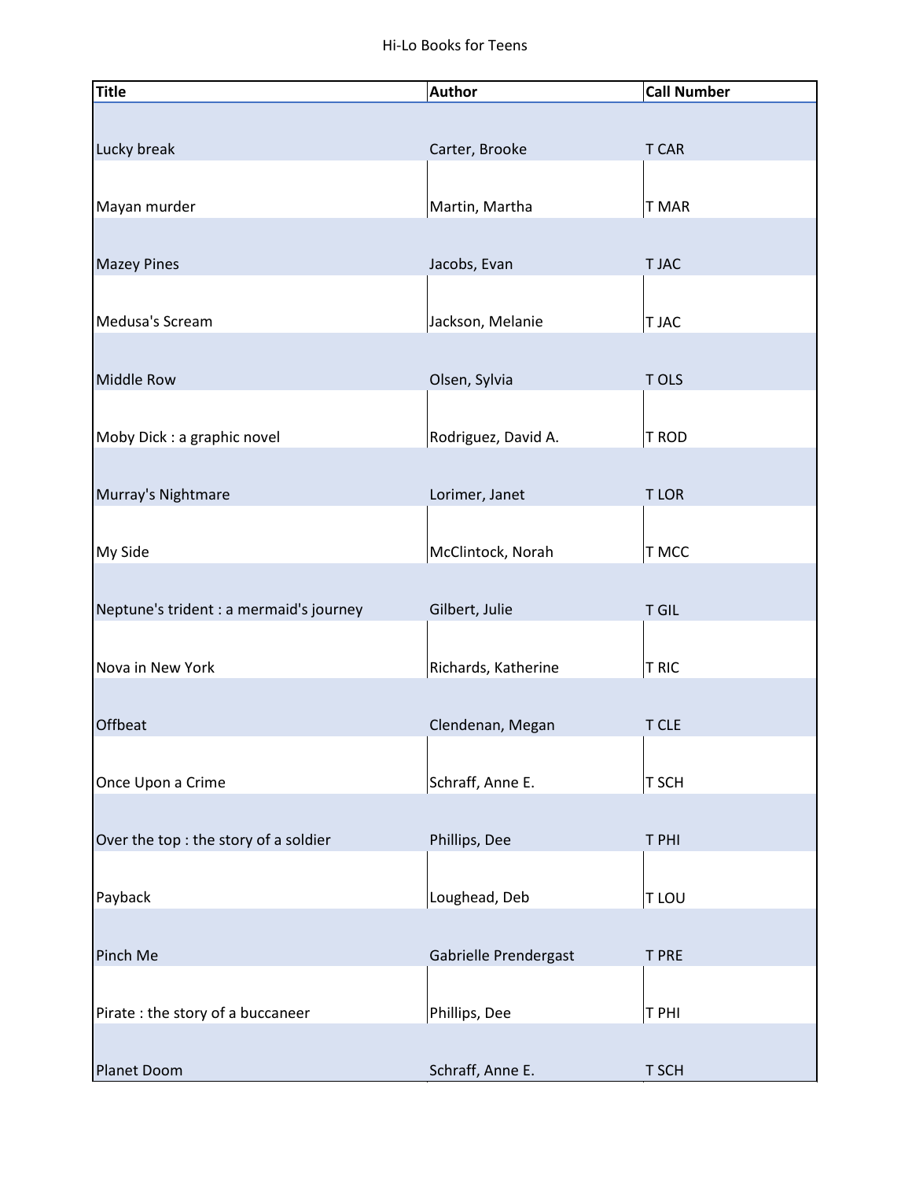| Title | Author | Call Number |
|---|---|---|
| Lucky break | Carter, Brooke | T CAR |
| Mayan murder | Martin, Martha | T MAR |
| Mazey Pines | Jacobs, Evan | T JAC |
| Medusa's Scream | Jackson, Melanie | T JAC |
| Middle Row | Olsen, Sylvia | T OLS |
| Moby Dick : a graphic novel | Rodriguez, David A. | T ROD |
| Murray's Nightmare | Lorimer, Janet | T LOR |
| My Side | McClintock, Norah | T MCC |
| Neptune's trident : a mermaid's journey | Gilbert, Julie | T GIL |
| Nova in New York | Richards, Katherine | T RIC |
| Offbeat | Clendenan, Megan | T CLE |
| Once Upon a Crime | Schraff, Anne E. | T SCH |
| Over the top : the story of a soldier | Phillips, Dee | T PHI |
| Payback | Loughead, Deb | T LOU |
| Pinch Me | Gabrielle Prendergast | T PRE |
| Pirate : the story of a buccaneer | Phillips, Dee | T PHI |
| Planet Doom | Schraff, Anne E. | T SCH |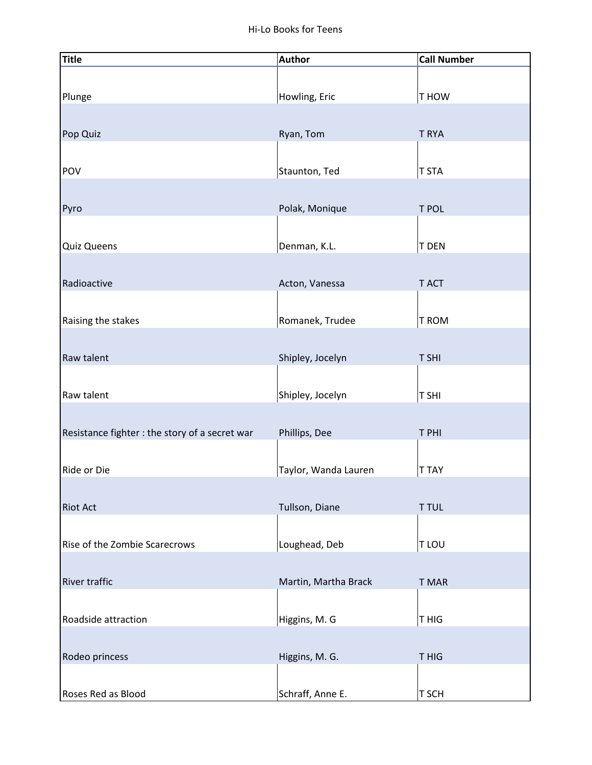| Title | Author | Call Number |
|---|---|---|
| Plunge | Howling, Eric | T HOW |
| Pop Quiz | Ryan, Tom | T RYA |
| POV | Staunton, Ted | T STA |
| Pyro | Polak, Monique | T POL |
| Quiz Queens | Denman, K.L. | T DEN |
| Radioactive | Acton, Vanessa | T ACT |
| Raising the stakes | Romanek, Trudee | T ROM |
| Raw talent | Shipley, Jocelyn | T SHI |
| Raw talent | Shipley, Jocelyn | T SHI |
| Resistance fighter : the story of a secret war | Phillips, Dee | T PHI |
| Ride or Die | Taylor, Wanda Lauren | T TAY |
| Riot Act | Tullson, Diane | T TUL |
| Rise of the Zombie Scarecrows | Loughead, Deb | T LOU |
| River traffic | Martin, Martha Brack | T MAR |
| Roadside attraction | Higgins, M. G | T HIG |
| Rodeo princess | Higgins, M. G. | T HIG |
| Roses Red as Blood | Schraff, Anne E. | T SCH |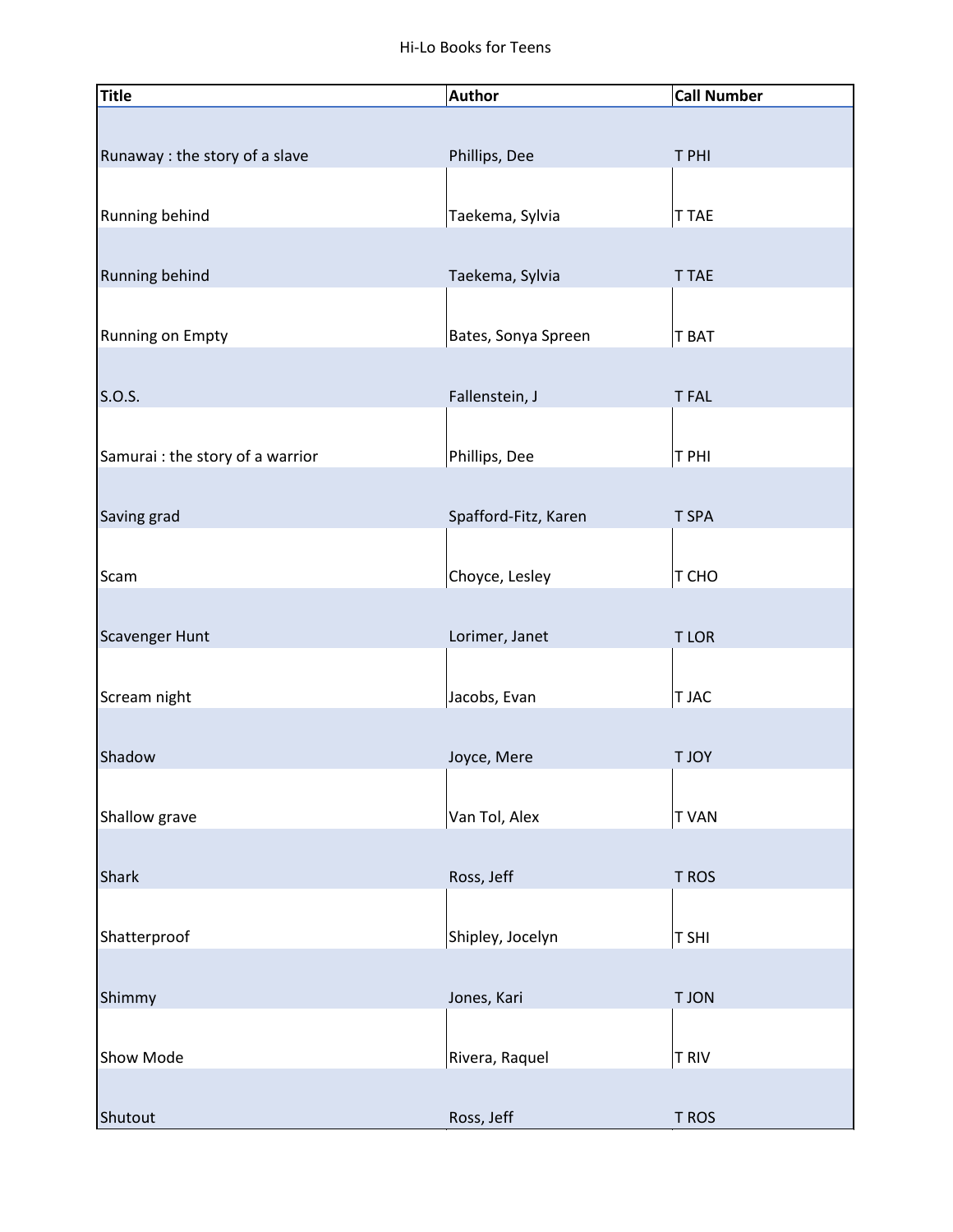| Title | Author | Call Number |
|---|---|---|
| Runaway : the story of a slave | Phillips, Dee | T PHI |
| Running behind | Taekema, Sylvia | T TAE |
| Running behind | Taekema, Sylvia | T TAE |
| Running on Empty | Bates, Sonya Spreen | T BAT |
| S.O.S. | Fallenstein, J | T FAL |
| Samurai : the story of a warrior | Phillips, Dee | T PHI |
| Saving grad | Spafford-Fitz, Karen | T SPA |
| Scam | Choyce, Lesley | T CHO |
| Scavenger Hunt | Lorimer, Janet | T LOR |
| Scream night | Jacobs, Evan | T JAC |
| Shadow | Joyce, Mere | T JOY |
| Shallow grave | Van Tol, Alex | T VAN |
| Shark | Ross, Jeff | T ROS |
| Shatterproof | Shipley, Jocelyn | T SHI |
| Shimmy | Jones, Kari | T JON |
| Show Mode | Rivera, Raquel | T RIV |
| Shutout | Ross, Jeff | T ROS |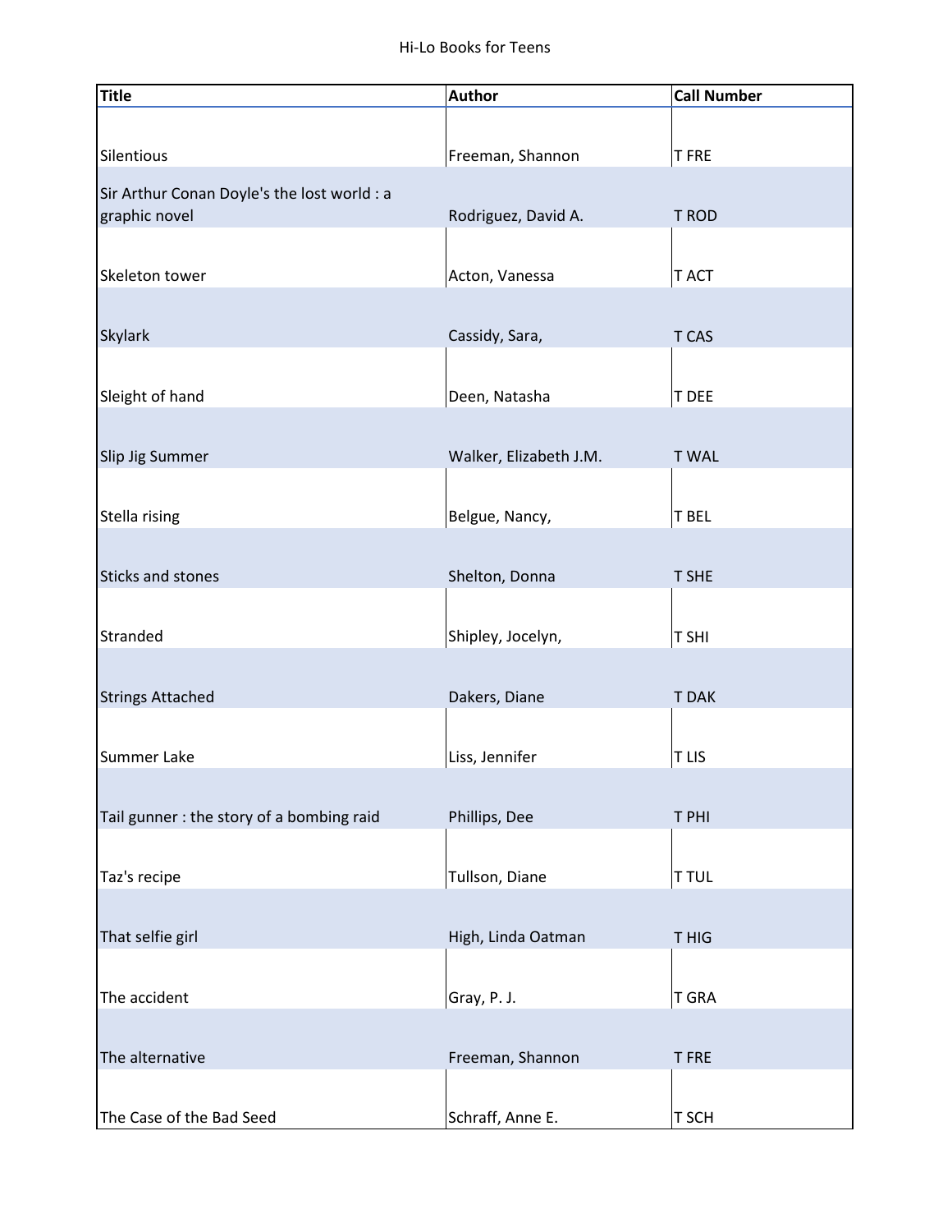| Title | Author | Call Number |
|---|---|---|
| Silentious | Freeman, Shannon | T FRE |
| Sir Arthur Conan Doyle's the lost world : a graphic novel | Rodriguez, David A. | T ROD |
| Skeleton tower | Acton, Vanessa | T ACT |
| Skylark | Cassidy, Sara, | T CAS |
| Sleight of hand | Deen, Natasha | T DEE |
| Slip Jig Summer | Walker, Elizabeth J.M. | T WAL |
| Stella rising | Belgue, Nancy, | T BEL |
| Sticks and stones | Shelton, Donna | T SHE |
| Stranded | Shipley, Jocelyn, | T SHI |
| Strings Attached | Dakers, Diane | T DAK |
| Summer Lake | Liss, Jennifer | T LIS |
| Tail gunner : the story of a bombing raid | Phillips, Dee | T PHI |
| Taz's recipe | Tullson, Diane | T TUL |
| That selfie girl | High, Linda Oatman | T HIG |
| The accident | Gray, P. J. | T GRA |
| The alternative | Freeman, Shannon | T FRE |
| The Case of the Bad Seed | Schraff, Anne E. | T SCH |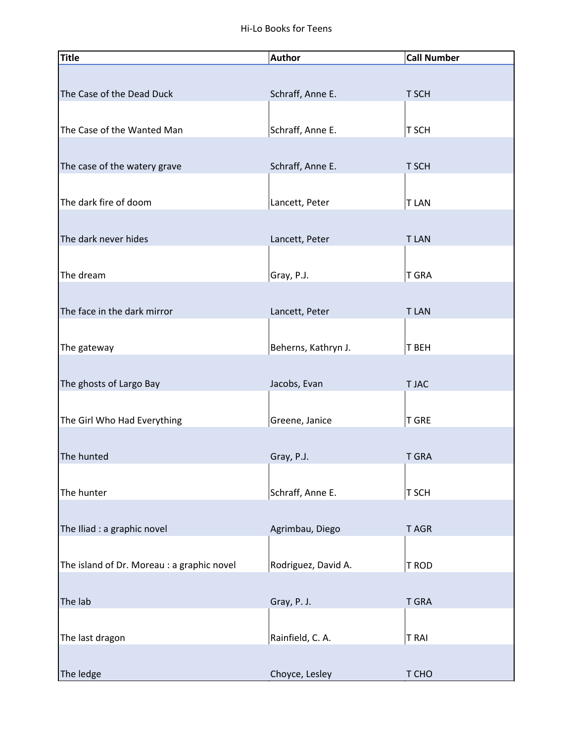| Title | Author | Call Number |
|---|---|---|
| The Case of the Dead Duck | Schraff, Anne E. | T SCH |
| The Case of the Wanted Man | Schraff, Anne E. | T SCH |
| The case of the watery grave | Schraff, Anne E. | T SCH |
| The dark fire of doom | Lancett, Peter | T LAN |
| The dark never hides | Lancett, Peter | T LAN |
| The dream | Gray, P.J. | T GRA |
| The face in the dark mirror | Lancett, Peter | T LAN |
| The gateway | Beherns, Kathryn J. | T BEH |
| The ghosts of Largo Bay | Jacobs, Evan | T JAC |
| The Girl Who Had Everything | Greene, Janice | T GRE |
| The hunted | Gray, P.J. | T GRA |
| The hunter | Schraff, Anne E. | T SCH |
| The Iliad : a graphic novel | Agrimbau, Diego | T AGR |
| The island of Dr. Moreau : a graphic novel | Rodriguez, David A. | T ROD |
| The lab | Gray, P. J. | T GRA |
| The last dragon | Rainfield, C. A. | T RAI |
| The ledge | Choyce, Lesley | T CHO |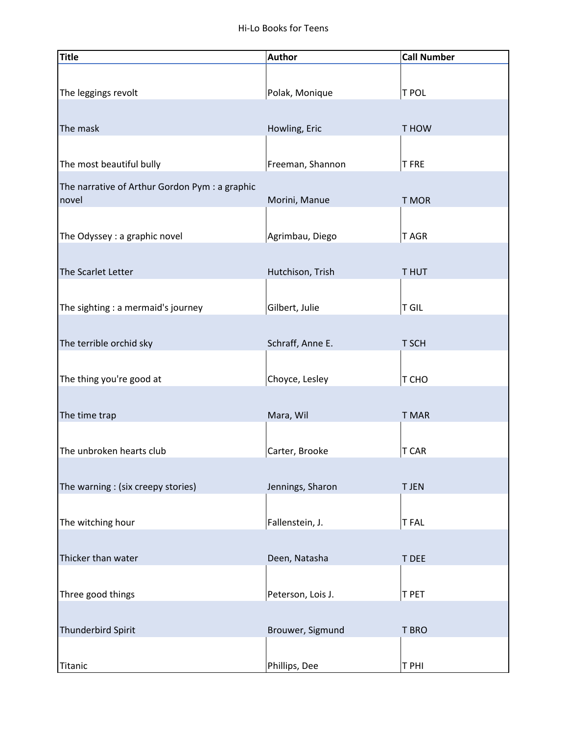| Title | Author | Call Number |
|---|---|---|
| The leggings revolt | Polak, Monique | T POL |
| The mask | Howling, Eric | T HOW |
| The most beautiful bully | Freeman, Shannon | T FRE |
| The narrative of Arthur Gordon Pym : a graphic novel | Morini, Manue | T MOR |
| The Odyssey : a graphic novel | Agrimbau, Diego | T AGR |
| The Scarlet Letter | Hutchison, Trish | T HUT |
| The sighting : a mermaid's journey | Gilbert, Julie | T GIL |
| The terrible orchid sky | Schraff, Anne E. | T SCH |
| The thing you're good at | Choyce, Lesley | T CHO |
| The time trap | Mara, Wil | T MAR |
| The unbroken hearts club | Carter, Brooke | T CAR |
| The warning : (six creepy stories) | Jennings, Sharon | T JEN |
| The witching hour | Fallenstein, J. | T FAL |
| Thicker than water | Deen, Natasha | T DEE |
| Three good things | Peterson, Lois J. | T PET |
| Thunderbird Spirit | Brouwer, Sigmund | T BRO |
| Titanic | Phillips, Dee | T PHI |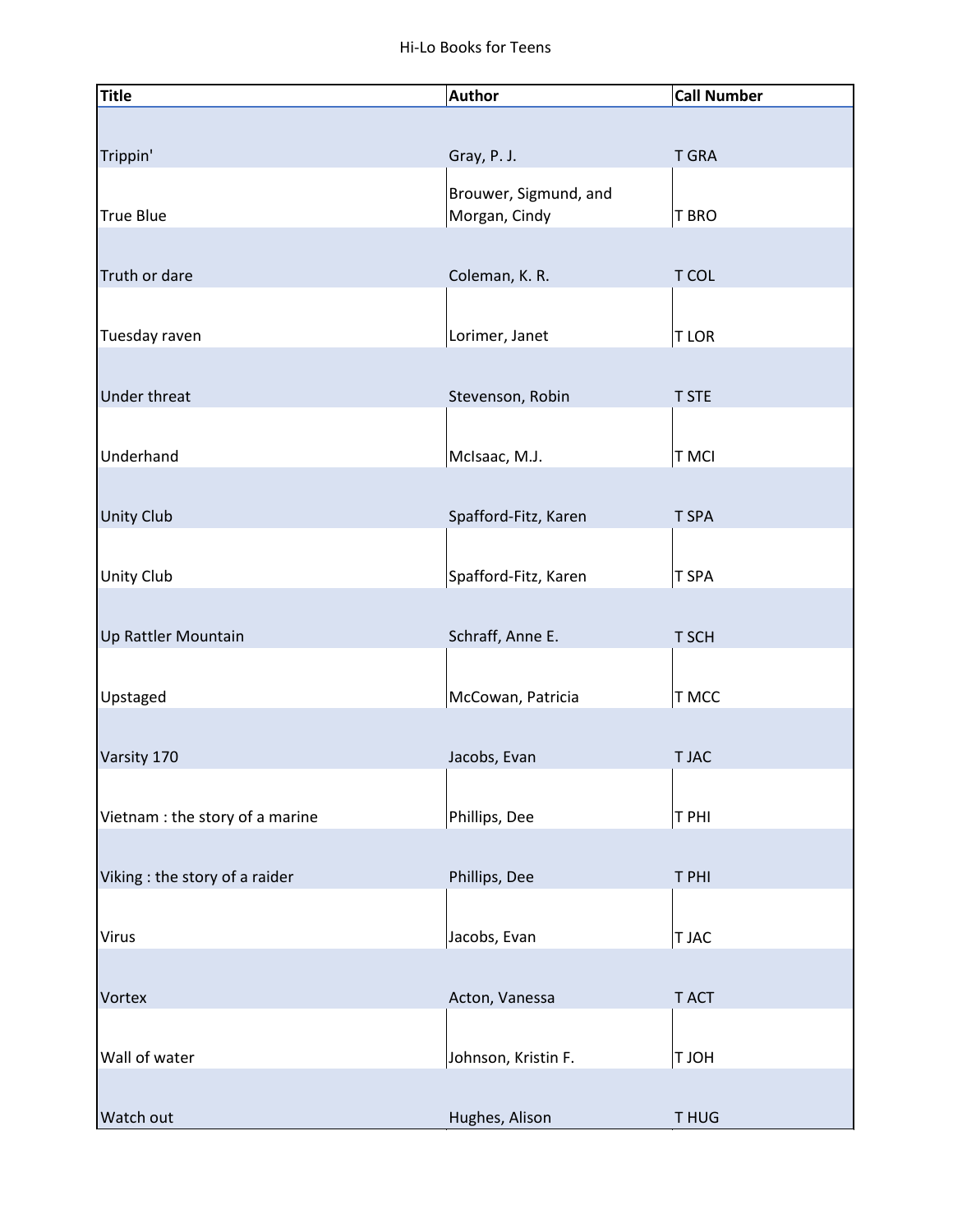| Title | Author | Call Number |
|---|---|---|
| Trippin' | Gray, P. J. | T GRA |
| True Blue | Brouwer, Sigmund, and Morgan, Cindy | T BRO |
| Truth or dare | Coleman, K. R. | T COL |
| Tuesday raven | Lorimer, Janet | T LOR |
| Under threat | Stevenson, Robin | T STE |
| Underhand | McIsaac, M.J. | T MCI |
| Unity Club | Spafford-Fitz, Karen | T SPA |
| Unity Club | Spafford-Fitz, Karen | T SPA |
| Up Rattler Mountain | Schraff, Anne E. | T SCH |
| Upstaged | McCowan, Patricia | T MCC |
| Varsity 170 | Jacobs, Evan | T JAC |
| Vietnam : the story of a marine | Phillips, Dee | T PHI |
| Viking : the story of a raider | Phillips, Dee | T PHI |
| Virus | Jacobs, Evan | T JAC |
| Vortex | Acton, Vanessa | T ACT |
| Wall of water | Johnson, Kristin F. | T JOH |
| Watch out | Hughes, Alison | T HUG |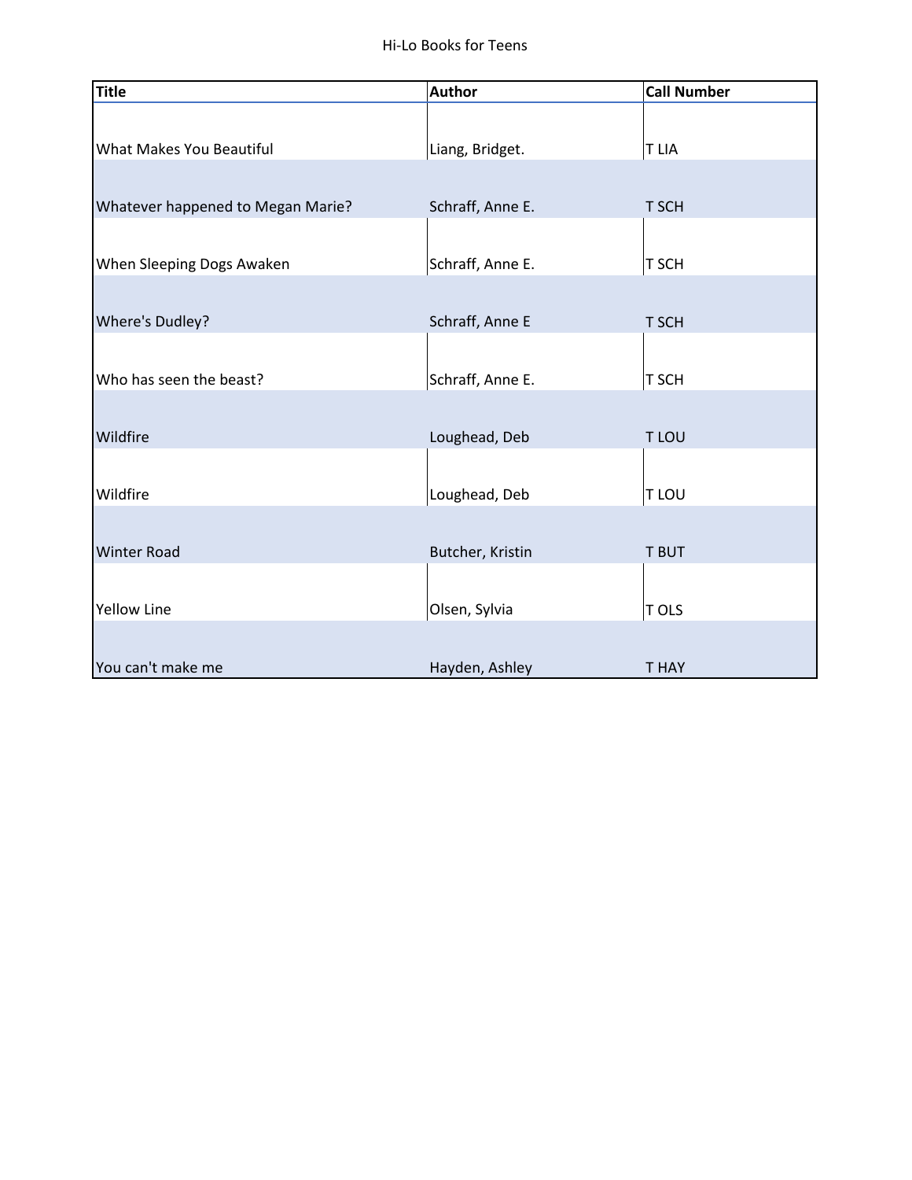| Title | Author | Call Number |
|---|---|---|
| What Makes You Beautiful | Liang, Bridget. | T LIA |
| Whatever happened to Megan Marie? | Schraff, Anne E. | T SCH |
| When Sleeping Dogs Awaken | Schraff, Anne E. | T SCH |
| Where's Dudley? | Schraff, Anne E | T SCH |
| Who has seen the beast? | Schraff, Anne E. | T SCH |
| Wildfire | Loughead, Deb | T LOU |
| Wildfire | Loughead, Deb | T LOU |
| Winter Road | Butcher, Kristin | T BUT |
| Yellow Line | Olsen, Sylvia | T OLS |
| You can't make me | Hayden, Ashley | T HAY |